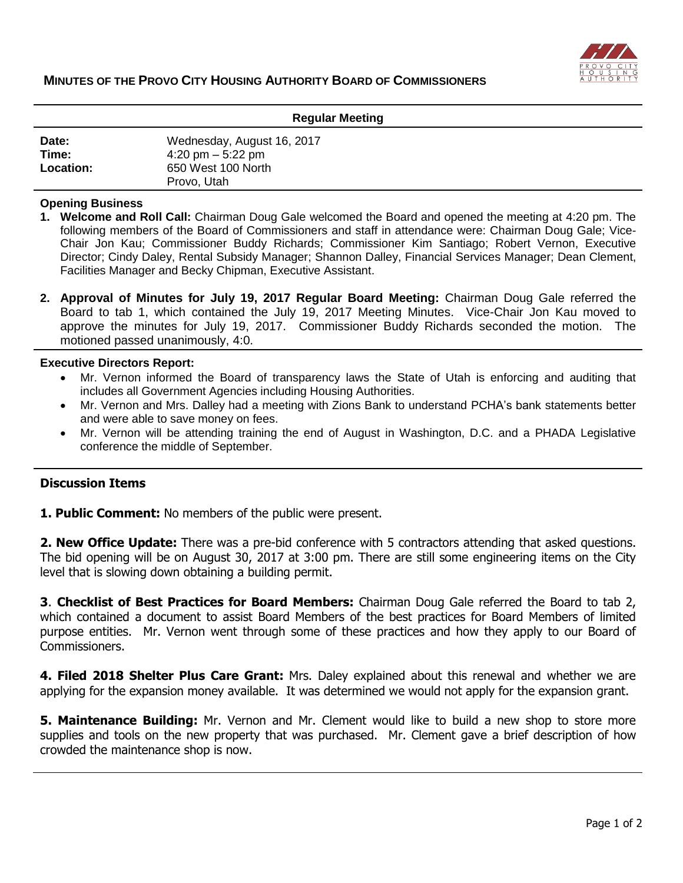# MINUTES OF THE PROVO CITY HOUSING AUTHORITY BOARD OF COMMISSIONERS

## Regular Meeting

| | |
|---|---|
| **Date:** | Wednesday, August 16, 2017 |
| **Time:** | 4:20 pm – 5:22 pm |
| **Location:** | 650 West 100 North<br>Provo, Utah |

### Opening Business

1. **Welcome and Roll Call:** Chairman Doug Gale welcomed the Board and opened the meeting at 4:20 pm. The following members of the Board of Commissioners and staff in attendance were: Chairman Doug Gale; Vice-Chair Jon Kau; Commissioner Buddy Richards; Commissioner Kim Santiago; Robert Vernon, Executive Director; Cindy Daley, Rental Subsidy Manager; Shannon Dalley, Financial Services Manager; Dean Clement, Facilities Manager and Becky Chipman, Executive Assistant.

2. **Approval of Minutes for July 19, 2017 Regular Board Meeting:** Chairman Doug Gale referred the Board to tab 1, which contained the July 19, 2017 Meeting Minutes. Vice-Chair Jon Kau moved to approve the minutes for July 19, 2017. Commissioner Buddy Richards seconded the motion. The motioned passed unanimously, 4:0.

### Executive Directors Report:

- Mr. Vernon informed the Board of transparency laws the State of Utah is enforcing and auditing that includes all Government Agencies including Housing Authorities.
- Mr. Vernon and Mrs. Dalley had a meeting with Zions Bank to understand PCHA's bank statements better and were able to save money on fees.
- Mr. Vernon will be attending training the end of August in Washington, D.C. and a PHADA Legislative conference the middle of September.

### Discussion Items

**1. Public Comment:** No members of the public were present.

**2. New Office Update:** There was a pre-bid conference with 5 contractors attending that asked questions. The bid opening will be on August 30, 2017 at 3:00 pm. There are still some engineering items on the City level that is slowing down obtaining a building permit.

**3**. **Checklist of Best Practices for Board Members:** Chairman Doug Gale referred the Board to tab 2, which contained a document to assist Board Members of the best practices for Board Members of limited purpose entities. Mr. Vernon went through some of these practices and how they apply to our Board of Commissioners.

**4. Filed 2018 Shelter Plus Care Grant:** Mrs. Daley explained about this renewal and whether we are applying for the expansion money available. It was determined we would not apply for the expansion grant.

**5. Maintenance Building:** Mr. Vernon and Mr. Clement would like to build a new shop to store more supplies and tools on the new property that was purchased. Mr. Clement gave a brief description of how crowded the maintenance shop is now.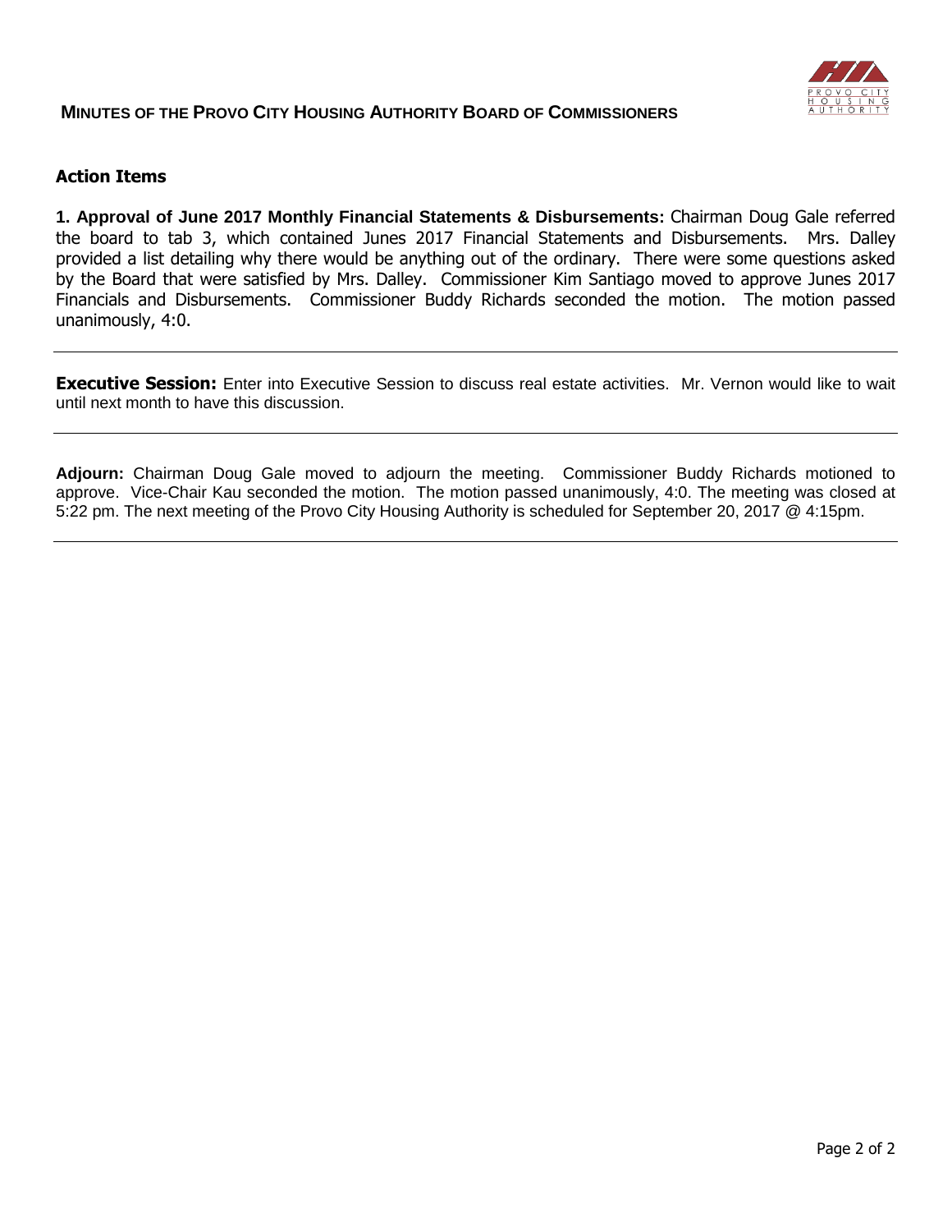**MINUTES OF THE PROVO CITY HOUSING AUTHORITY BOARD OF COMMISSIONERS**

## Action Items

**1. Approval of June 2017 Monthly Financial Statements & Disbursements:** Chairman Doug Gale referred the board to tab 3, which contained Junes 2017 Financial Statements and Disbursements. Mrs. Dalley provided a list detailing why there would be anything out of the ordinary. There were some questions asked by the Board that were satisfied by Mrs. Dalley. Commissioner Kim Santiago moved to approve Junes 2017 Financials and Disbursements. Commissioner Buddy Richards seconded the motion. The motion passed unanimously, 4:0.

---

**Executive Session:** Enter into Executive Session to discuss real estate activities. Mr. Vernon would like to wait until next month to have this discussion.

---

**Adjourn:** Chairman Doug Gale moved to adjourn the meeting. Commissioner Buddy Richards motioned to approve. Vice-Chair Kau seconded the motion. The motion passed unanimously, 4:0. The meeting was closed at 5:22 pm. The next meeting of the Provo City Housing Authority is scheduled for September 20, 2017 @ 4:15pm.

---